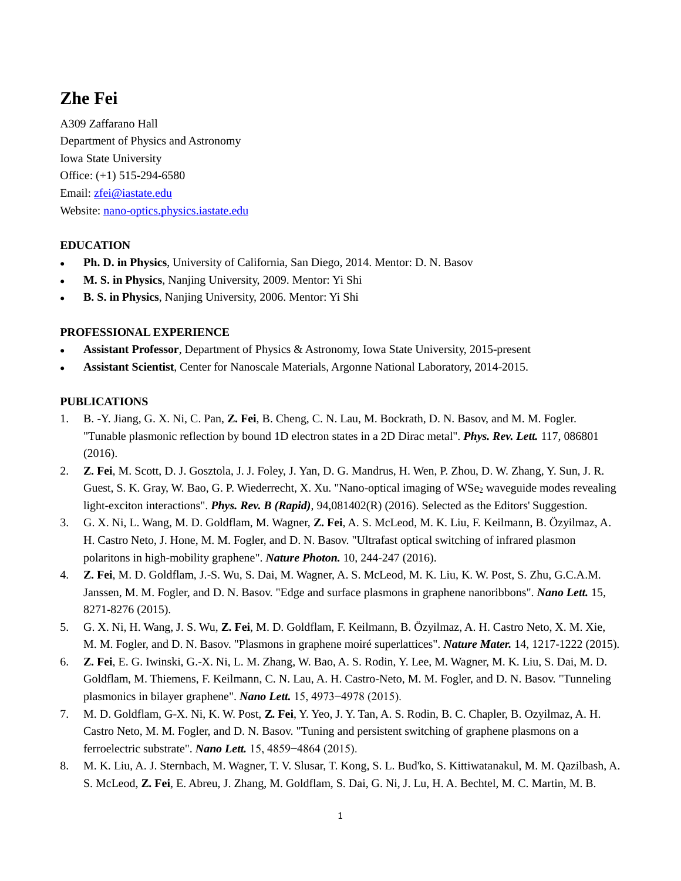# Zhe Fei

A309 Zaffarano Hall  
Department of Physics and Astronomy  
Iowa State University  
Office: (+1) 515-294-6580  
Email: zfei@iastate.edu  
Website: nano-optics.physics.iastate.edu

## EDUCATION

- **Ph. D. in Physics**, University of California, San Diego, 2014. Mentor: D. N. Basov
- **M. S. in Physics**, Nanjing University, 2009. Mentor: Yi Shi
- **B. S. in Physics**, Nanjing University, 2006. Mentor: Yi Shi

## PROFESSIONAL EXPERIENCE

- **Assistant Professor**, Department of Physics & Astronomy, Iowa State University, 2015-present
- **Assistant Scientist**, Center for Nanoscale Materials, Argonne National Laboratory, 2014-2015.

## PUBLICATIONS

1. B. -Y. Jiang, G. X. Ni, C. Pan, **Z. Fei**, B. Cheng, C. N. Lau, M. Bockrath, D. N. Basov, and M. M. Fogler. "Tunable plasmonic reflection by bound 1D electron states in a 2D Dirac metal". ***Phys. Rev. Lett.*** 117, 086801 (2016).
2. **Z. Fei**, M. Scott, D. J. Gosztola, J. J. Foley, J. Yan, D. G. Mandrus, H. Wen, P. Zhou, D. W. Zhang, Y. Sun, J. R. Guest, S. K. Gray, W. Bao, G. P. Wiederrecht, X. Xu. "Nano-optical imaging of $WSe_2$ waveguide modes revealing light-exciton interactions". ***Phys. Rev. B (Rapid)***, 94,081402(R) (2016). Selected as the Editors' Suggestion.
3. G. X. Ni, L. Wang, M. D. Goldflam, M. Wagner, **Z. Fei**, A. S. McLeod, M. K. Liu, F. Keilmann, B. Özyilmaz, A. H. Castro Neto, J. Hone, M. M. Fogler, and D. N. Basov. "Ultrafast optical switching of infrared plasmon polaritons in high-mobility graphene". ***Nature Photon.*** 10, 244-247 (2016).
4. **Z. Fei**, M. D. Goldflam, J.-S. Wu, S. Dai, M. Wagner, A. S. McLeod, M. K. Liu, K. W. Post, S. Zhu, G.C.A.M. Janssen, M. M. Fogler, and D. N. Basov. "Edge and surface plasmons in graphene nanoribbons". ***Nano Lett.*** 15, 8271-8276 (2015).
5. G. X. Ni, H. Wang, J. S. Wu, **Z. Fei**, M. D. Goldflam, F. Keilmann, B. Özyilmaz, A. H. Castro Neto, X. M. Xie, M. M. Fogler, and D. N. Basov. "Plasmons in graphene moiré superlattices". ***Nature Mater.*** 14, 1217-1222 (2015).
6. **Z. Fei**, E. G. Iwinski, G.-X. Ni, L. M. Zhang, W. Bao, A. S. Rodin, Y. Lee, M. Wagner, M. K. Liu, S. Dai, M. D. Goldflam, M. Thiemens, F. Keilmann, C. N. Lau, A. H. Castro-Neto, M. M. Fogler, and D. N. Basov. "Tunneling plasmonics in bilayer graphene". ***Nano Lett.*** 15, 4973−4978 (2015).
7. M. D. Goldflam, G-X. Ni, K. W. Post, **Z. Fei**, Y. Yeo, J. Y. Tan, A. S. Rodin, B. C. Chapler, B. Ozyilmaz, A. H. Castro Neto, M. M. Fogler, and D. N. Basov. "Tuning and persistent switching of graphene plasmons on a ferroelectric substrate". ***Nano Lett.*** 15, 4859−4864 (2015).
8. M. K. Liu, A. J. Sternbach, M. Wagner, T. V. Slusar, T. Kong, S. L. Bud'ko, S. Kittiwatanakul, M. M. Qazilbash, A. S. McLeod, **Z. Fei**, E. Abreu, J. Zhang, M. Goldflam, S. Dai, G. Ni, J. Lu, H. A. Bechtel, M. C. Martin, M. B.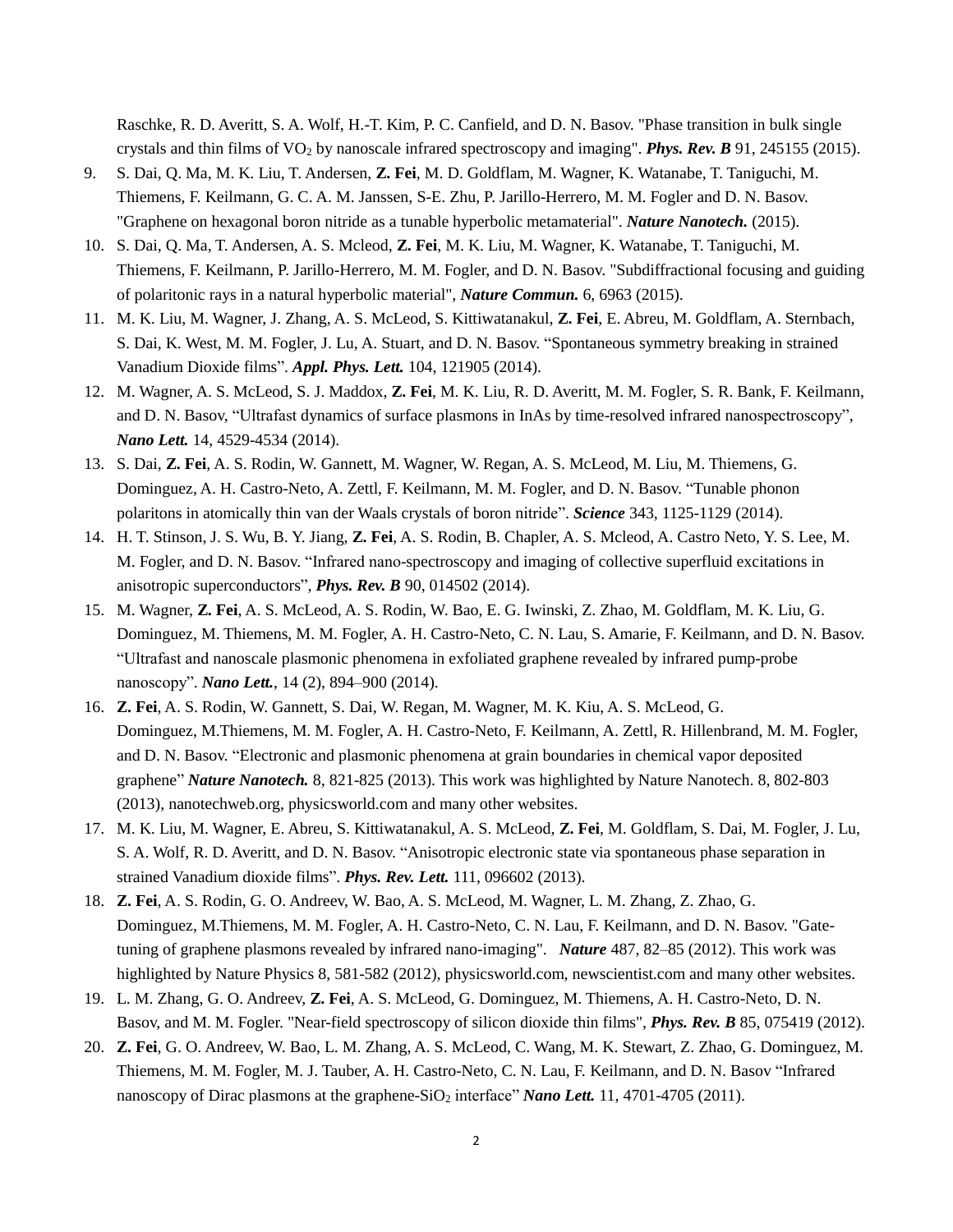Raschke, R. D. Averitt, S. A. Wolf, H.-T. Kim, P. C. Canfield, and D. N. Basov. "Phase transition in bulk single crystals and thin films of $VO_2$ by nanoscale infrared spectroscopy and imaging". ***Phys. Rev. B*** 91, 245155 (2015).

9. S. Dai, Q. Ma, M. K. Liu, T. Andersen, **Z. Fei**, M. D. Goldflam, M. Wagner, K. Watanabe, T. Taniguchi, M. Thiemens, F. Keilmann, G. C. A. M. Janssen, S-E. Zhu, P. Jarillo-Herrero, M. M. Fogler and D. N. Basov. "Graphene on hexagonal boron nitride as a tunable hyperbolic metamaterial". ***Nature Nanotech.*** (2015).
10. S. Dai, Q. Ma, T. Andersen, A. S. Mcleod, **Z. Fei**, M. K. Liu, M. Wagner, K. Watanabe, T. Taniguchi, M. Thiemens, F. Keilmann, P. Jarillo-Herrero, M. M. Fogler, and D. N. Basov. "Subdiffractional focusing and guiding of polaritonic rays in a natural hyperbolic material", ***Nature Commun.*** 6, 6963 (2015).
11. M. K. Liu, M. Wagner, J. Zhang, A. S. McLeod, S. Kittiwatanakul, **Z. Fei**, E. Abreu, M. Goldflam, A. Sternbach, S. Dai, K. West, M. M. Fogler, J. Lu, A. Stuart, and D. N. Basov. "Spontaneous symmetry breaking in strained Vanadium Dioxide films". ***Appl. Phys. Lett.*** 104, 121905 (2014).
12. M. Wagner, A. S. McLeod, S. J. Maddox, **Z. Fei**, M. K. Liu, R. D. Averitt, M. M. Fogler, S. R. Bank, F. Keilmann, and D. N. Basov, "Ultrafast dynamics of surface plasmons in InAs by time-resolved infrared nanospectroscopy", ***Nano Lett.*** 14, 4529-4534 (2014).
13. S. Dai, **Z. Fei**, A. S. Rodin, W. Gannett, M. Wagner, W. Regan, A. S. McLeod, M. Liu, M. Thiemens, G. Dominguez, A. H. Castro-Neto, A. Zettl, F. Keilmann, M. M. Fogler, and D. N. Basov. "Tunable phonon polaritons in atomically thin van der Waals crystals of boron nitride". ***Science*** 343, 1125-1129 (2014).
14. H. T. Stinson, J. S. Wu, B. Y. Jiang, **Z. Fei**, A. S. Rodin, B. Chapler, A. S. Mcleod, A. Castro Neto, Y. S. Lee, M. M. Fogler, and D. N. Basov. "Infrared nano-spectroscopy and imaging of collective superfluid excitations in anisotropic superconductors", ***Phys. Rev. B*** 90, 014502 (2014).
15. M. Wagner, **Z. Fei**, A. S. McLeod, A. S. Rodin, W. Bao, E. G. Iwinski, Z. Zhao, M. Goldflam, M. K. Liu, G. Dominguez, M. Thiemens, M. M. Fogler, A. H. Castro-Neto, C. N. Lau, S. Amarie, F. Keilmann, and D. N. Basov. "Ultrafast and nanoscale plasmonic phenomena in exfoliated graphene revealed by infrared pump-probe nanoscopy". ***Nano Lett.***, 14 (2), 894–900 (2014).
16. **Z. Fei**, A. S. Rodin, W. Gannett, S. Dai, W. Regan, M. Wagner, M. K. Kiu, A. S. McLeod, G. Dominguez, M.Thiemens, M. M. Fogler, A. H. Castro-Neto, F. Keilmann, A. Zettl, R. Hillenbrand, M. M. Fogler, and D. N. Basov. "Electronic and plasmonic phenomena at grain boundaries in chemical vapor deposited graphene" ***Nature Nanotech.*** 8, 821-825 (2013). This work was highlighted by Nature Nanotech. 8, 802-803 (2013), nanotechweb.org, physicsworld.com and many other websites.
17. M. K. Liu, M. Wagner, E. Abreu, S. Kittiwatanakul, A. S. McLeod, **Z. Fei**, M. Goldflam, S. Dai, M. Fogler, J. Lu, S. A. Wolf, R. D. Averitt, and D. N. Basov. "Anisotropic electronic state via spontaneous phase separation in strained Vanadium dioxide films". ***Phys. Rev. Lett.*** 111, 096602 (2013).
18. **Z. Fei**, A. S. Rodin, G. O. Andreev, W. Bao, A. S. McLeod, M. Wagner, L. M. Zhang, Z. Zhao, G. Dominguez, M.Thiemens, M. M. Fogler, A. H. Castro-Neto, C. N. Lau, F. Keilmann, and D. N. Basov. "Gate-tuning of graphene plasmons revealed by infrared nano-imaging". ***Nature*** 487, 82–85 (2012). This work was highlighted by Nature Physics 8, 581-582 (2012), physicsworld.com, newscientist.com and many other websites.
19. L. M. Zhang, G. O. Andreev, **Z. Fei**, A. S. McLeod, G. Dominguez, M. Thiemens, A. H. Castro-Neto, D. N. Basov, and M. M. Fogler. "Near-field spectroscopy of silicon dioxide thin films", ***Phys. Rev. B*** 85, 075419 (2012).
20. **Z. Fei**, G. O. Andreev, W. Bao, L. M. Zhang, A. S. McLeod, C. Wang, M. K. Stewart, Z. Zhao, G. Dominguez, M. Thiemens, M. M. Fogler, M. J. Tauber, A. H. Castro-Neto, C. N. Lau, F. Keilmann, and D. N. Basov "Infrared nanoscopy of Dirac plasmons at the graphene-$SiO_2$ interface" ***Nano Lett.*** 11, 4701-4705 (2011).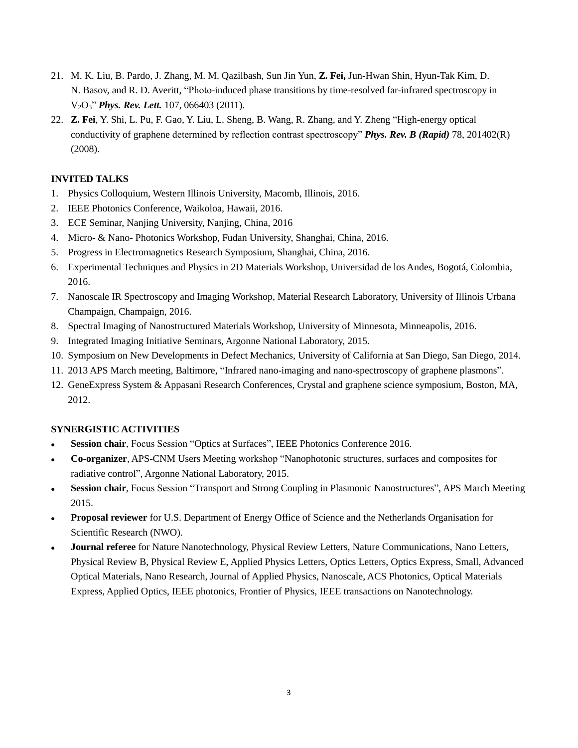21. M. K. Liu, B. Pardo, J. Zhang, M. M. Qazilbash, Sun Jin Yun, **Z. Fei,** Jun-Hwan Shin, Hyun-Tak Kim, D. N. Basov, and R. D. Averitt, "Photo-induced phase transitions by time-resolved far-infrared spectroscopy in $V_2O_3$" ***Phys. Rev. Lett.*** 107, 066403 (2011).
22. **Z. Fei**, Y. Shi, L. Pu, F. Gao, Y. Liu, L. Sheng, B. Wang, R. Zhang, and Y. Zheng "High-energy optical conductivity of graphene determined by reflection contrast spectroscopy" ***Phys. Rev. B (Rapid)*** 78, 201402(R) (2008).

**INVITED TALKS**

1. Physics Colloquium, Western Illinois University, Macomb, Illinois, 2016.
2. IEEE Photonics Conference, Waikoloa, Hawaii, 2016.
3. ECE Seminar, Nanjing University, Nanjing, China, 2016
4. Micro- & Nano- Photonics Workshop, Fudan University, Shanghai, China, 2016.
5. Progress in Electromagnetics Research Symposium, Shanghai, China, 2016.
6. Experimental Techniques and Physics in 2D Materials Workshop, Universidad de los Andes, Bogotá, Colombia, 2016.
7. Nanoscale IR Spectroscopy and Imaging Workshop, Material Research Laboratory, University of Illinois Urbana Champaign, Champaign, 2016.
8. Spectral Imaging of Nanostructured Materials Workshop, University of Minnesota, Minneapolis, 2016.
9. Integrated Imaging Initiative Seminars, Argonne National Laboratory, 2015.
10. Symposium on New Developments in Defect Mechanics, University of California at San Diego, San Diego, 2014.
11. 2013 APS March meeting, Baltimore, "Infrared nano-imaging and nano-spectroscopy of graphene plasmons".
12. GeneExpress System & Appasani Research Conferences, Crystal and graphene science symposium, Boston, MA, 2012.

**SYNERGISTIC ACTIVITIES**

- **Session chair**, Focus Session "Optics at Surfaces", IEEE Photonics Conference 2016.
- **Co-organizer**, APS-CNM Users Meeting workshop "Nanophotonic structures, surfaces and composites for radiative control", Argonne National Laboratory, 2015.
- **Session chair**, Focus Session "Transport and Strong Coupling in Plasmonic Nanostructures", APS March Meeting 2015.
- **Proposal reviewer** for U.S. Department of Energy Office of Science and the Netherlands Organisation for Scientific Research (NWO).
- **Journal referee** for Nature Nanotechnology, Physical Review Letters, Nature Communications, Nano Letters, Physical Review B, Physical Review E, Applied Physics Letters, Optics Letters, Optics Express, Small, Advanced Optical Materials, Nano Research, Journal of Applied Physics, Nanoscale, ACS Photonics, Optical Materials Express, Applied Optics, IEEE photonics, Frontier of Physics, IEEE transactions on Nanotechnology.